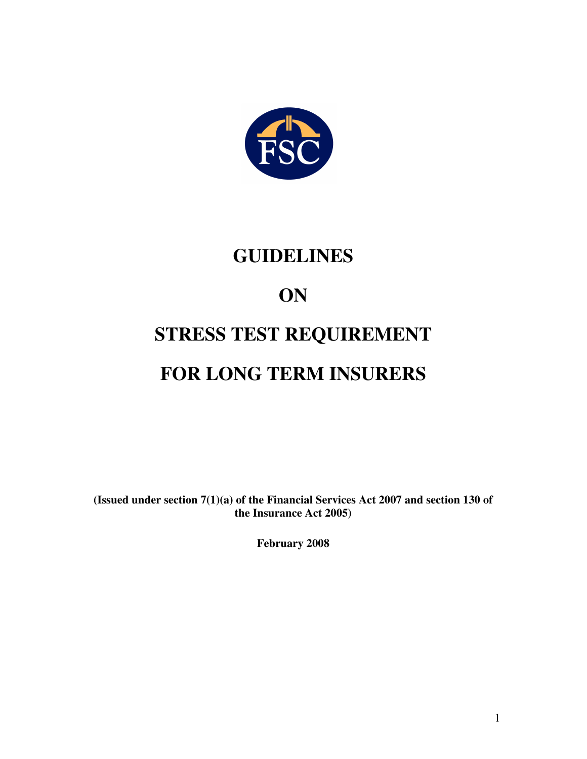FSC

# GUIDELINES

# ON

# STRESS TEST REQUIREMENT

# FOR LONG TERM INSURERS

**(Issued under section 7(1)(a) of the Financial Services Act 2007 and section 130 of the Insurance Act 2005)**

**February 2008**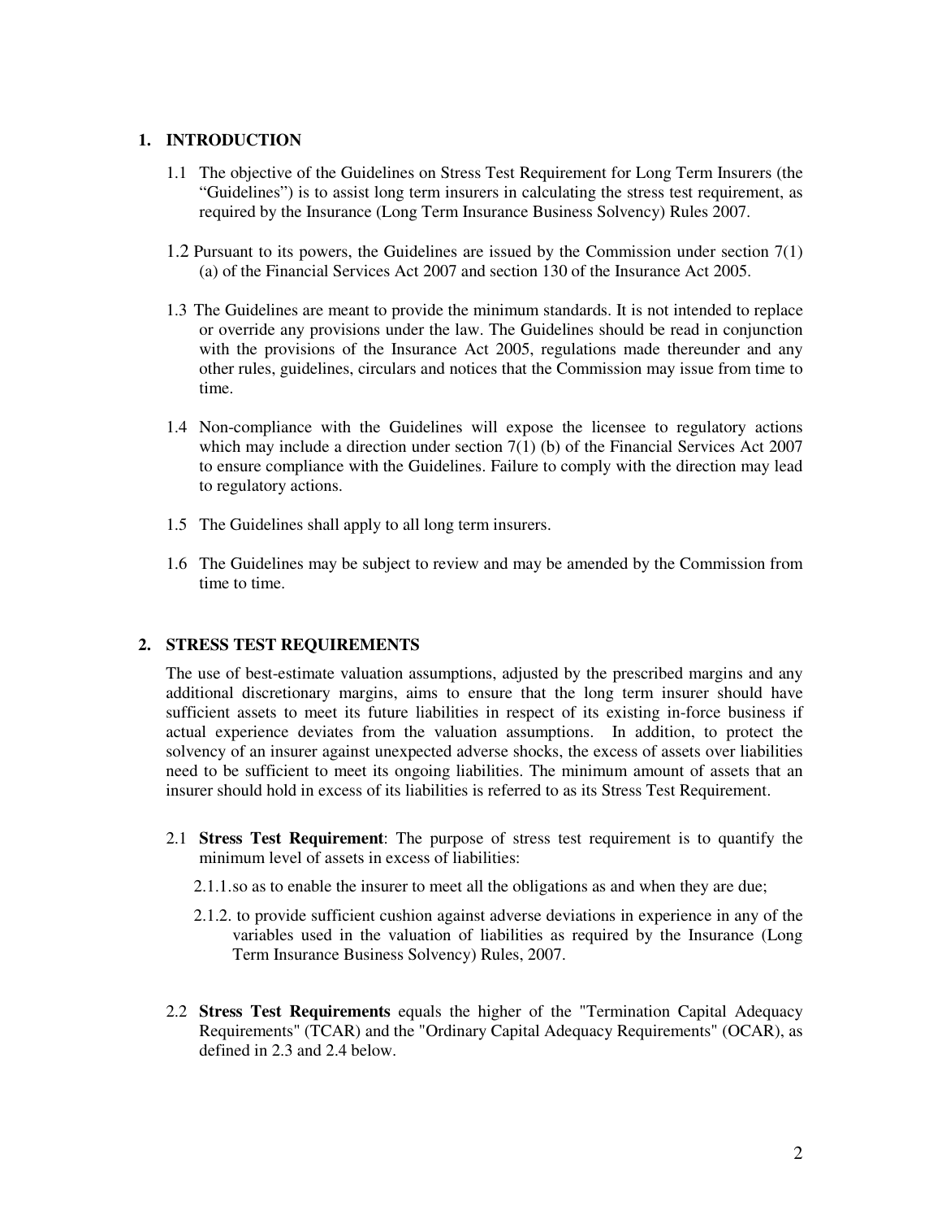## 1. INTRODUCTION

1.1 The objective of the Guidelines on Stress Test Requirement for Long Term Insurers (the "Guidelines") is to assist long term insurers in calculating the stress test requirement, as required by the Insurance (Long Term Insurance Business Solvency) Rules 2007.

1.2 Pursuant to its powers, the Guidelines are issued by the Commission under section 7(1) (a) of the Financial Services Act 2007 and section 130 of the Insurance Act 2005.

1.3 The Guidelines are meant to provide the minimum standards. It is not intended to replace or override any provisions under the law. The Guidelines should be read in conjunction with the provisions of the Insurance Act 2005, regulations made thereunder and any other rules, guidelines, circulars and notices that the Commission may issue from time to time.

1.4 Non-compliance with the Guidelines will expose the licensee to regulatory actions which may include a direction under section 7(1) (b) of the Financial Services Act 2007 to ensure compliance with the Guidelines. Failure to comply with the direction may lead to regulatory actions.

1.5 The Guidelines shall apply to all long term insurers.

1.6 The Guidelines may be subject to review and may be amended by the Commission from time to time.

## 2. STRESS TEST REQUIREMENTS

The use of best-estimate valuation assumptions, adjusted by the prescribed margins and any additional discretionary margins, aims to ensure that the long term insurer should have sufficient assets to meet its future liabilities in respect of its existing in-force business if actual experience deviates from the valuation assumptions. In addition, to protect the solvency of an insurer against unexpected adverse shocks, the excess of assets over liabilities need to be sufficient to meet its ongoing liabilities. The minimum amount of assets that an insurer should hold in excess of its liabilities is referred to as its Stress Test Requirement.

2.1 **Stress Test Requirement**: The purpose of stress test requirement is to quantify the minimum level of assets in excess of liabilities:

2.1.1. so as to enable the insurer to meet all the obligations as and when they are due;

2.1.2. to provide sufficient cushion against adverse deviations in experience in any of the variables used in the valuation of liabilities as required by the Insurance (Long Term Insurance Business Solvency) Rules, 2007.

2.2 **Stress Test Requirements** equals the higher of the "Termination Capital Adequacy Requirements" (TCAR) and the "Ordinary Capital Adequacy Requirements" (OCAR), as defined in 2.3 and 2.4 below.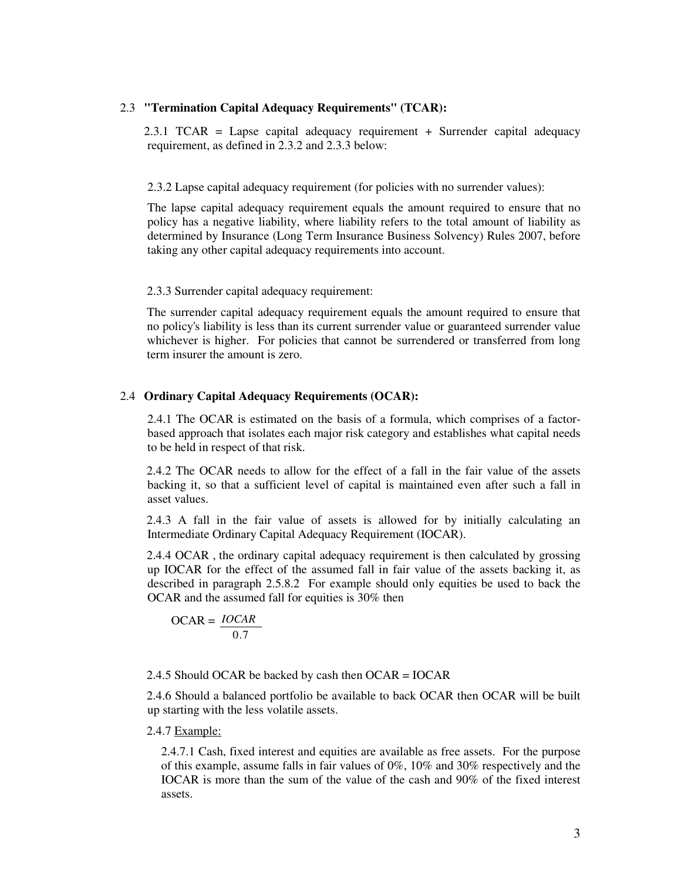### 2.3 **"Termination Capital Adequacy Requirements" (TCAR):**

2.3.1 TCAR = Lapse capital adequacy requirement + Surrender capital adequacy requirement, as defined in 2.3.2 and 2.3.3 below:

2.3.2 Lapse capital adequacy requirement (for policies with no surrender values):

The lapse capital adequacy requirement equals the amount required to ensure that no policy has a negative liability, where liability refers to the total amount of liability as determined by Insurance (Long Term Insurance Business Solvency) Rules 2007, before taking any other capital adequacy requirements into account.

2.3.3 Surrender capital adequacy requirement:

The surrender capital adequacy requirement equals the amount required to ensure that no policy's liability is less than its current surrender value or guaranteed surrender value whichever is higher. For policies that cannot be surrendered or transferred from long term insurer the amount is zero.

### 2.4 **Ordinary Capital Adequacy Requirements (OCAR):**

2.4.1 The OCAR is estimated on the basis of a formula, which comprises of a factor-based approach that isolates each major risk category and establishes what capital needs to be held in respect of that risk.

2.4.2 The OCAR needs to allow for the effect of a fall in the fair value of the assets backing it, so that a sufficient level of capital is maintained even after such a fall in asset values.

2.4.3 A fall in the fair value of assets is allowed for by initially calculating an Intermediate Ordinary Capital Adequacy Requirement (IOCAR).

2.4.4 OCAR , the ordinary capital adequacy requirement is then calculated by grossing up IOCAR for the effect of the assumed fall in fair value of the assets backing it, as described in paragraph 2.5.8.2 For example should only equities be used to back the OCAR and the assumed fall for equities is 30% then

$$\text{OCAR} = \frac{IOCAR}{0.7}$$

2.4.5 Should OCAR be backed by cash then OCAR = IOCAR

2.4.6 Should a balanced portfolio be available to back OCAR then OCAR will be built up starting with the less volatile assets.

2.4.7 Example:

2.4.7.1 Cash, fixed interest and equities are available as free assets. For the purpose of this example, assume falls in fair values of 0%, 10% and 30% respectively and the IOCAR is more than the sum of the value of the cash and 90% of the fixed interest assets.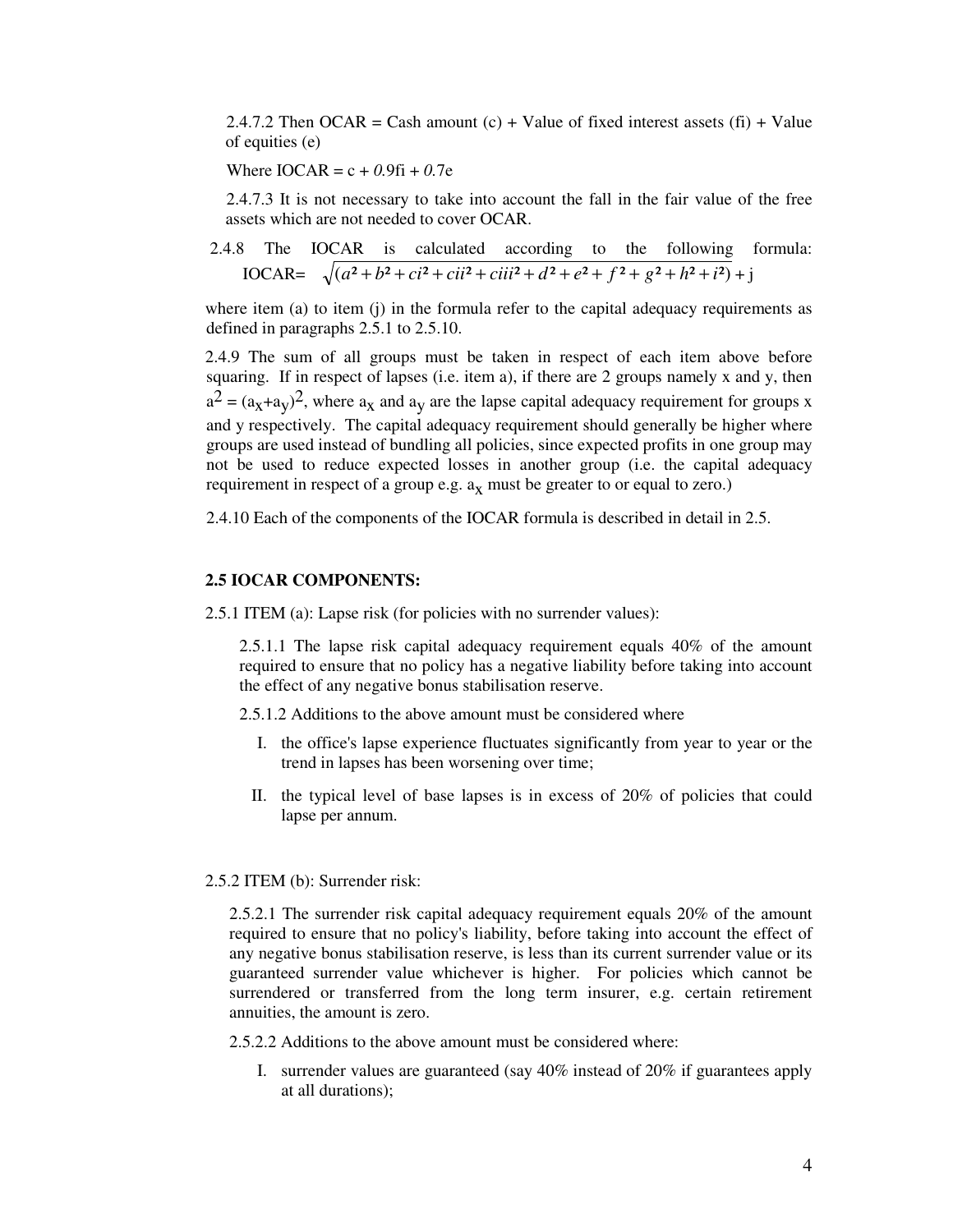2.4.7.2 Then OCAR = Cash amount (c) + Value of fixed interest assets (fi) + Value of equities (e)

Where IOCAR = c + 0.9fi + 0.7e

2.4.7.3 It is not necessary to take into account the fall in the fair value of the free assets which are not needed to cover OCAR.

2.4.8 The IOCAR is calculated according to the following formula:

$$\text{IOCAR}= \sqrt{(a^2 + b^2 + ci^2 + cii^2 + ciii^2 + d^2 + e^2 + f^2 + g^2 + h^2 + i^2)} + j$$

where item (a) to item (j) in the formula refer to the capital adequacy requirements as defined in paragraphs 2.5.1 to 2.5.10.

2.4.9 The sum of all groups must be taken in respect of each item above before squaring. If in respect of lapses (i.e. item a), if there are 2 groups namely x and y, then $a^2 = (a_x+a_y)^2$, where $a_x$ and $a_y$ are the lapse capital adequacy requirement for groups x and y respectively. The capital adequacy requirement should generally be higher where groups are used instead of bundling all policies, since expected profits in one group may not be used to reduce expected losses in another group (i.e. the capital adequacy requirement in respect of a group e.g. $a_x$ must be greater to or equal to zero.)

2.4.10 Each of the components of the IOCAR formula is described in detail in 2.5.

**2.5 IOCAR COMPONENTS:**

2.5.1 ITEM (a): Lapse risk (for policies with no surrender values):

2.5.1.1 The lapse risk capital adequacy requirement equals 40% of the amount required to ensure that no policy has a negative liability before taking into account the effect of any negative bonus stabilisation reserve.

2.5.1.2 Additions to the above amount must be considered where

I. the office's lapse experience fluctuates significantly from year to year or the trend in lapses has been worsening over time;

II. the typical level of base lapses is in excess of 20% of policies that could lapse per annum.

2.5.2 ITEM (b): Surrender risk:

2.5.2.1 The surrender risk capital adequacy requirement equals 20% of the amount required to ensure that no policy's liability, before taking into account the effect of any negative bonus stabilisation reserve, is less than its current surrender value or its guaranteed surrender value whichever is higher. For policies which cannot be surrendered or transferred from the long term insurer, e.g. certain retirement annuities, the amount is zero.

2.5.2.2 Additions to the above amount must be considered where:

I. surrender values are guaranteed (say 40% instead of 20% if guarantees apply at all durations);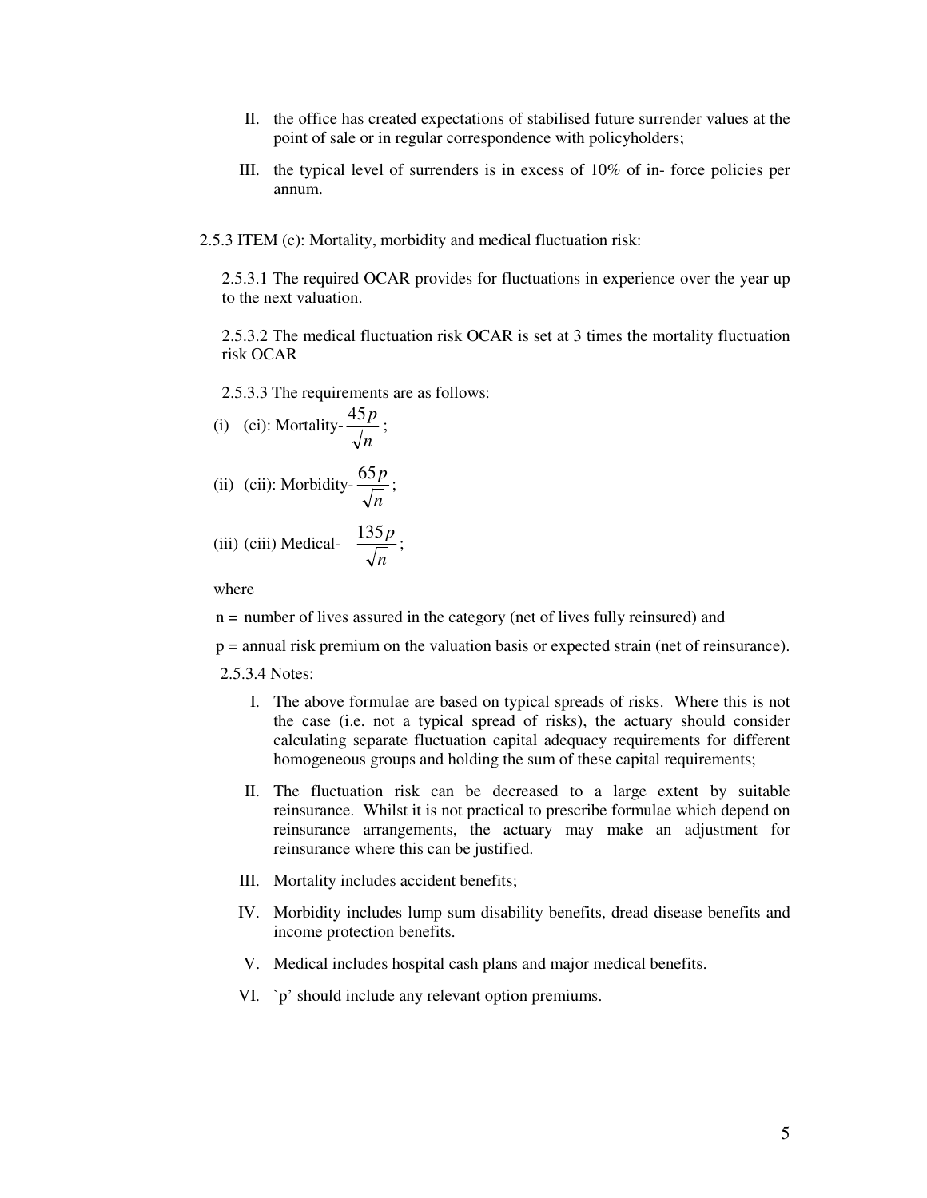II. the office has created expectations of stabilised future surrender values at the point of sale or in regular correspondence with policyholders;

III. the typical level of surrenders is in excess of 10% of in- force policies per annum.

2.5.3 ITEM (c): Mortality, morbidity and medical fluctuation risk:

2.5.3.1 The required OCAR provides for fluctuations in experience over the year up to the next valuation.

2.5.3.2 The medical fluctuation risk OCAR is set at 3 times the mortality fluctuation risk OCAR

2.5.3.3 The requirements are as follows:

(i) (ci): Mortality- $\frac{45p}{\sqrt{n}}$;

(ii) (cii): Morbidity- $\frac{65p}{\sqrt{n}}$;

(iii) (ciii) Medical- $\frac{135p}{\sqrt{n}}$;

where

n = number of lives assured in the category (net of lives fully reinsured) and

p = annual risk premium on the valuation basis or expected strain (net of reinsurance).

2.5.3.4 Notes:

I. The above formulae are based on typical spreads of risks. Where this is not the case (i.e. not a typical spread of risks), the actuary should consider calculating separate fluctuation capital adequacy requirements for different homogeneous groups and holding the sum of these capital requirements;

II. The fluctuation risk can be decreased to a large extent by suitable reinsurance. Whilst it is not practical to prescribe formulae which depend on reinsurance arrangements, the actuary may make an adjustment for reinsurance where this can be justified.

III. Mortality includes accident benefits;

IV. Morbidity includes lump sum disability benefits, dread disease benefits and income protection benefits.

V. Medical includes hospital cash plans and major medical benefits.

VI. `p' should include any relevant option premiums.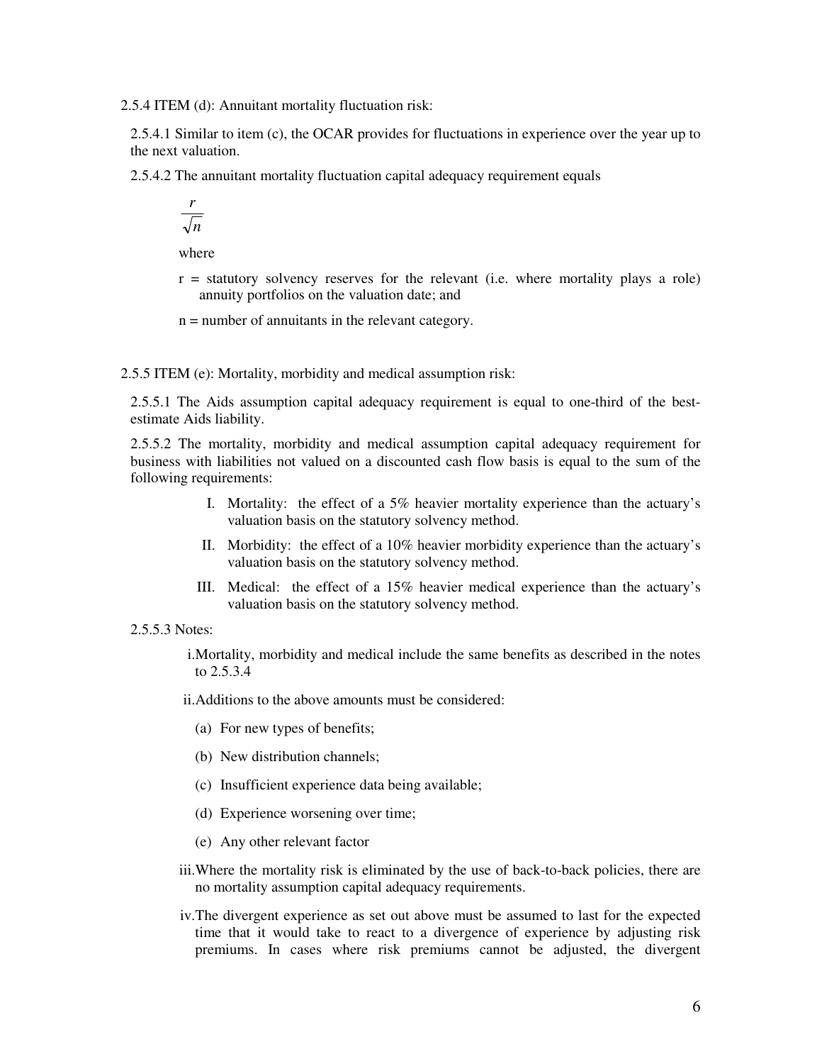2.5.4 ITEM (d): Annuitant mortality fluctuation risk:

2.5.4.1 Similar to item (c), the OCAR provides for fluctuations in experience over the year up to the next valuation.

2.5.4.2 The annuitant mortality fluctuation capital adequacy requirement equals

$$\frac{r}{\sqrt{n}}$$

where

r = statutory solvency reserves for the relevant (i.e. where mortality plays a role) annuity portfolios on the valuation date; and

n = number of annuitants in the relevant category.

2.5.5 ITEM (e): Mortality, morbidity and medical assumption risk:

2.5.5.1 The Aids assumption capital adequacy requirement is equal to one-third of the best-estimate Aids liability.

2.5.5.2 The mortality, morbidity and medical assumption capital adequacy requirement for business with liabilities not valued on a discounted cash flow basis is equal to the sum of the following requirements:

I. Mortality: the effect of a 5% heavier mortality experience than the actuary's valuation basis on the statutory solvency method.

II. Morbidity: the effect of a 10% heavier morbidity experience than the actuary's valuation basis on the statutory solvency method.

III. Medical: the effect of a 15% heavier medical experience than the actuary's valuation basis on the statutory solvency method.

2.5.5.3 Notes:

i. Mortality, morbidity and medical include the same benefits as described in the notes to 2.5.3.4

ii. Additions to the above amounts must be considered:

(a) For new types of benefits;

(b) New distribution channels;

(c) Insufficient experience data being available;

(d) Experience worsening over time;

(e) Any other relevant factor

iii. Where the mortality risk is eliminated by the use of back-to-back policies, there are no mortality assumption capital adequacy requirements.

iv. The divergent experience as set out above must be assumed to last for the expected time that it would take to react to a divergence of experience by adjusting risk premiums. In cases where risk premiums cannot be adjusted, the divergent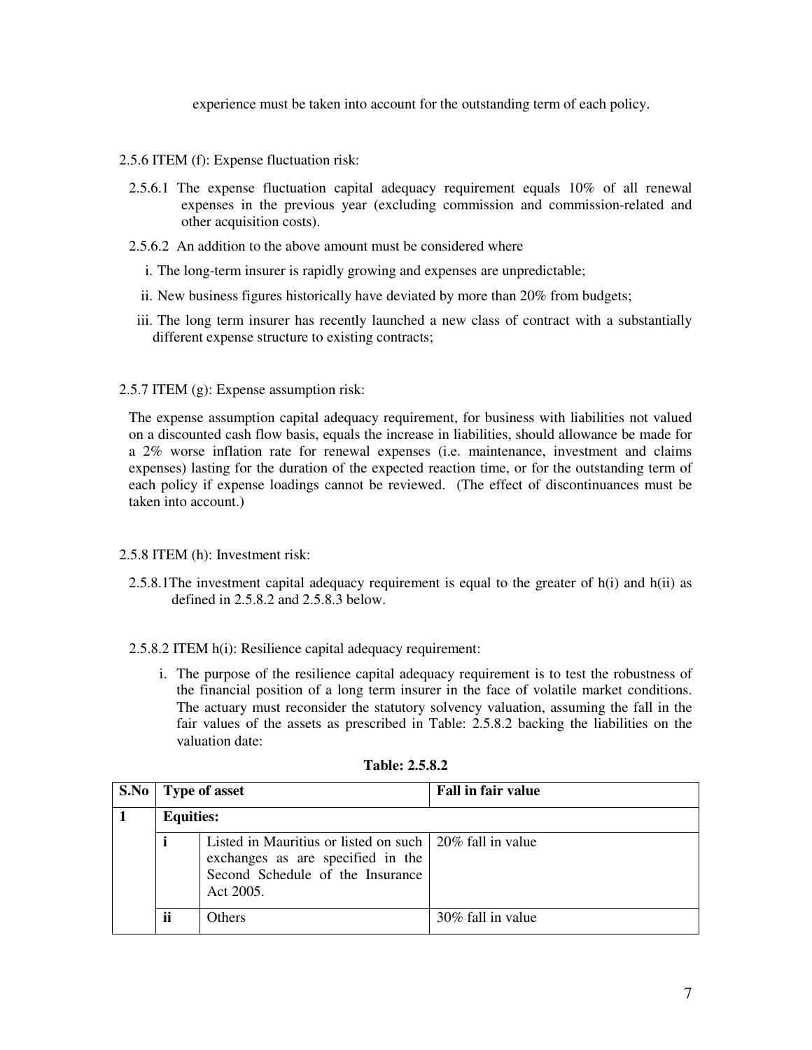experience must be taken into account for the outstanding term of each policy.

2.5.6 ITEM (f): Expense fluctuation risk:

2.5.6.1 The expense fluctuation capital adequacy requirement equals 10% of all renewal expenses in the previous year (excluding commission and commission-related and other acquisition costs).

2.5.6.2 An addition to the above amount must be considered where

i. The long-term insurer is rapidly growing and expenses are unpredictable;

ii. New business figures historically have deviated by more than 20% from budgets;

iii. The long term insurer has recently launched a new class of contract with a substantially different expense structure to existing contracts;

2.5.7 ITEM (g): Expense assumption risk:

The expense assumption capital adequacy requirement, for business with liabilities not valued on a discounted cash flow basis, equals the increase in liabilities, should allowance be made for a 2% worse inflation rate for renewal expenses (i.e. maintenance, investment and claims expenses) lasting for the duration of the expected reaction time, or for the outstanding term of each policy if expense loadings cannot be reviewed. (The effect of discontinuances must be taken into account.)

2.5.8 ITEM (h): Investment risk:

2.5.8.1The investment capital adequacy requirement is equal to the greater of h(i) and h(ii) as defined in 2.5.8.2 and 2.5.8.3 below.

2.5.8.2 ITEM h(i): Resilience capital adequacy requirement:

i. The purpose of the resilience capital adequacy requirement is to test the robustness of the financial position of a long term insurer in the face of volatile market conditions. The actuary must reconsider the statutory solvency valuation, assuming the fall in the fair values of the assets as prescribed in Table: 2.5.8.2 backing the liabilities on the valuation date:

**Table: 2.5.8.2**

| S.No | Type of asset | | Fall in fair value |
|---|---|---|---|
| **1** | **Equities:** | | |
| | **i** | Listed in Mauritius or listed on such exchanges as are specified in the Second Schedule of the Insurance Act 2005. | 20% fall in value |
| | **ii** | Others | 30% fall in value |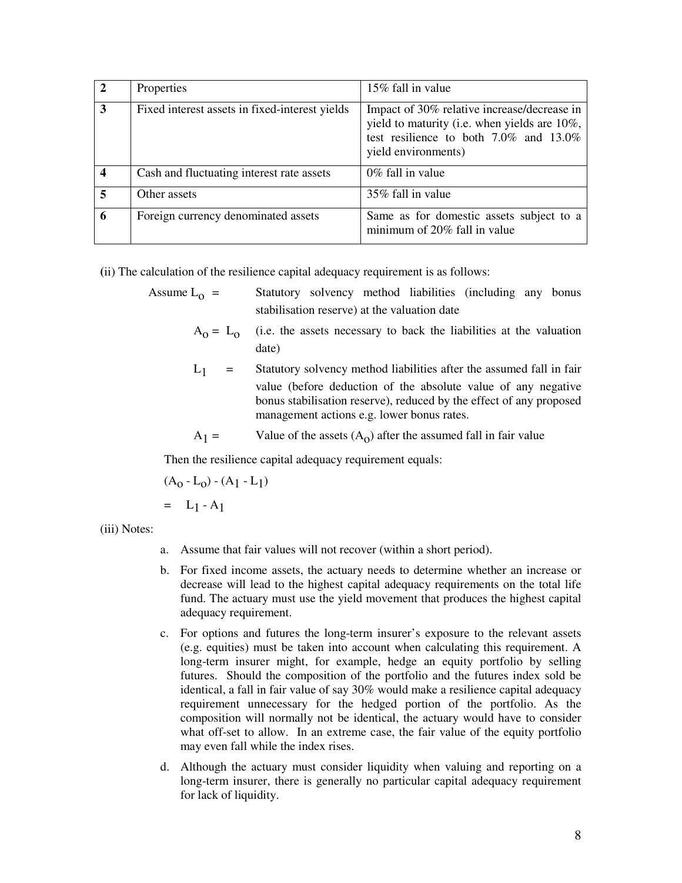| 2 | Properties | 15% fall in value |
|---|---|---|
| 3 | Fixed interest assets in fixed-interest yields | Impact of 30% relative increase/decrease in yield to maturity (i.e. when yields are 10%, test resilience to both 7.0% and 13.0% yield environments) |
| 4 | Cash and fluctuating interest rate assets | 0% fall in value |
| 5 | Other assets | 35% fall in value |
| 6 | Foreign currency denominated assets | Same as for domestic assets subject to a minimum of 20% fall in value |

(ii) The calculation of the resilience capital adequacy requirement is as follows:

Assume $L_o$ = Statutory solvency method liabilities (including any bonus stabilisation reserve) at the valuation date

$A_o = L_o$ (i.e. the assets necessary to back the liabilities at the valuation date)

$L_1$ = Statutory solvency method liabilities after the assumed fall in fair value (before deduction of the absolute value of any negative bonus stabilisation reserve), reduced by the effect of any proposed management actions e.g. lower bonus rates.

$A_1$ = Value of the assets ($A_o$) after the assumed fall in fair value

Then the resilience capital adequacy requirement equals:

$(A_o - L_o) - (A_1 - L_1)$

$= L_1 - A_1$

(iii) Notes:

a. Assume that fair values will not recover (within a short period).

b. For fixed income assets, the actuary needs to determine whether an increase or decrease will lead to the highest capital adequacy requirements on the total life fund. The actuary must use the yield movement that produces the highest capital adequacy requirement.

c. For options and futures the long-term insurer's exposure to the relevant assets (e.g. equities) must be taken into account when calculating this requirement. A long-term insurer might, for example, hedge an equity portfolio by selling futures. Should the composition of the portfolio and the futures index sold be identical, a fall in fair value of say 30% would make a resilience capital adequacy requirement unnecessary for the hedged portion of the portfolio. As the composition will normally not be identical, the actuary would have to consider what off-set to allow. In an extreme case, the fair value of the equity portfolio may even fall while the index rises.

d. Although the actuary must consider liquidity when valuing and reporting on a long-term insurer, there is generally no particular capital adequacy requirement for lack of liquidity.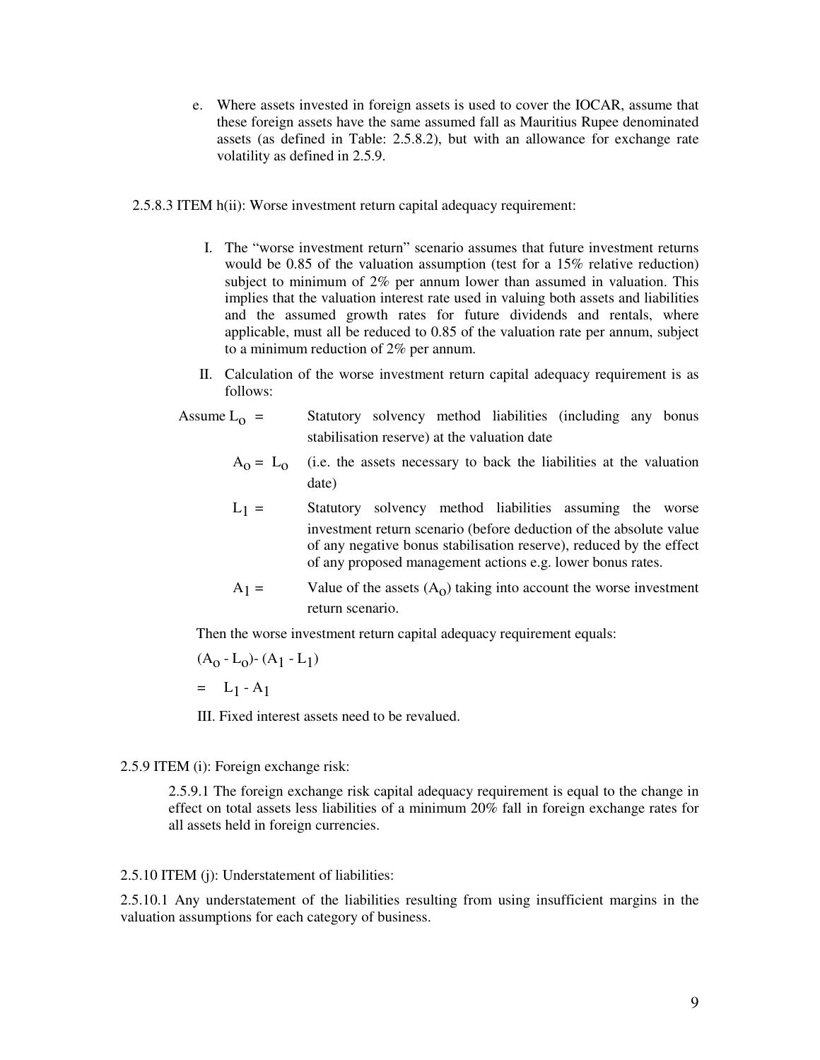e. Where assets invested in foreign assets is used to cover the IOCAR, assume that these foreign assets have the same assumed fall as Mauritius Rupee denominated assets (as defined in Table: 2.5.8.2), but with an allowance for exchange rate volatility as defined in 2.5.9.

2.5.8.3 ITEM h(ii): Worse investment return capital adequacy requirement:

I. The "worse investment return" scenario assumes that future investment returns would be 0.85 of the valuation assumption (test for a 15% relative reduction) subject to minimum of 2% per annum lower than assumed in valuation. This implies that the valuation interest rate used in valuing both assets and liabilities and the assumed growth rates for future dividends and rentals, where applicable, must all be reduced to 0.85 of the valuation rate per annum, subject to a minimum reduction of 2% per annum.

II. Calculation of the worse investment return capital adequacy requirement is as follows:

Assume $L_o$ = Statutory solvency method liabilities (including any bonus stabilisation reserve) at the valuation date

$A_o = L_o$ (i.e. the assets necessary to back the liabilities at the valuation date)

$L_1$ = Statutory solvency method liabilities assuming the worse investment return scenario (before deduction of the absolute value of any negative bonus stabilisation reserve), reduced by the effect of any proposed management actions e.g. lower bonus rates.

$A_1$ = Value of the assets ($A_o$) taking into account the worse investment return scenario.

Then the worse investment return capital adequacy requirement equals:

$(A_o - L_o) - (A_1 - L_1)$

$= L_1 - A_1$

III. Fixed interest assets need to be revalued.

2.5.9 ITEM (i): Foreign exchange risk:

2.5.9.1 The foreign exchange risk capital adequacy requirement is equal to the change in effect on total assets less liabilities of a minimum 20% fall in foreign exchange rates for all assets held in foreign currencies.

2.5.10 ITEM (j): Understatement of liabilities:

2.5.10.1 Any understatement of the liabilities resulting from using insufficient margins in the valuation assumptions for each category of business.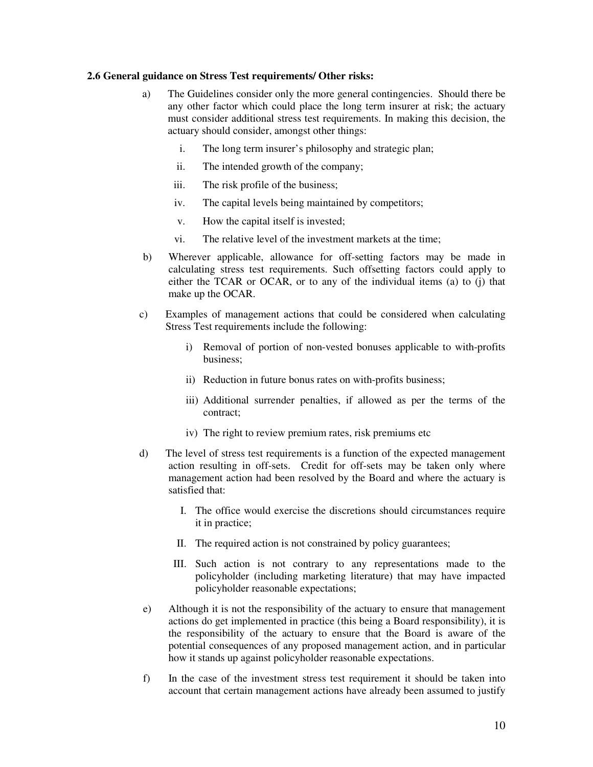**2.6 General guidance on Stress Test requirements/ Other risks:**

a) The Guidelines consider only the more general contingencies. Should there be any other factor which could place the long term insurer at risk; the actuary must consider additional stress test requirements. In making this decision, the actuary should consider, amongst other things:

   i. The long term insurer's philosophy and strategic plan;

   ii. The intended growth of the company;

   iii. The risk profile of the business;

   iv. The capital levels being maintained by competitors;

   v. How the capital itself is invested;

   vi. The relative level of the investment markets at the time;

b) Wherever applicable, allowance for off-setting factors may be made in calculating stress test requirements. Such offsetting factors could apply to either the TCAR or OCAR, or to any of the individual items (a) to (j) that make up the OCAR.

c) Examples of management actions that could be considered when calculating Stress Test requirements include the following:

   i) Removal of portion of non-vested bonuses applicable to with-profits business;

   ii) Reduction in future bonus rates on with-profits business;

   iii) Additional surrender penalties, if allowed as per the terms of the contract;

   iv) The right to review premium rates, risk premiums etc

d) The level of stress test requirements is a function of the expected management action resulting in off-sets. Credit for off-sets may be taken only where management action had been resolved by the Board and where the actuary is satisfied that:

   I. The office would exercise the discretions should circumstances require it in practice;

   II. The required action is not constrained by policy guarantees;

   III. Such action is not contrary to any representations made to the policyholder (including marketing literature) that may have impacted policyholder reasonable expectations;

e) Although it is not the responsibility of the actuary to ensure that management actions do get implemented in practice (this being a Board responsibility), it is the responsibility of the actuary to ensure that the Board is aware of the potential consequences of any proposed management action, and in particular how it stands up against policyholder reasonable expectations.

f) In the case of the investment stress test requirement it should be taken into account that certain management actions have already been assumed to justify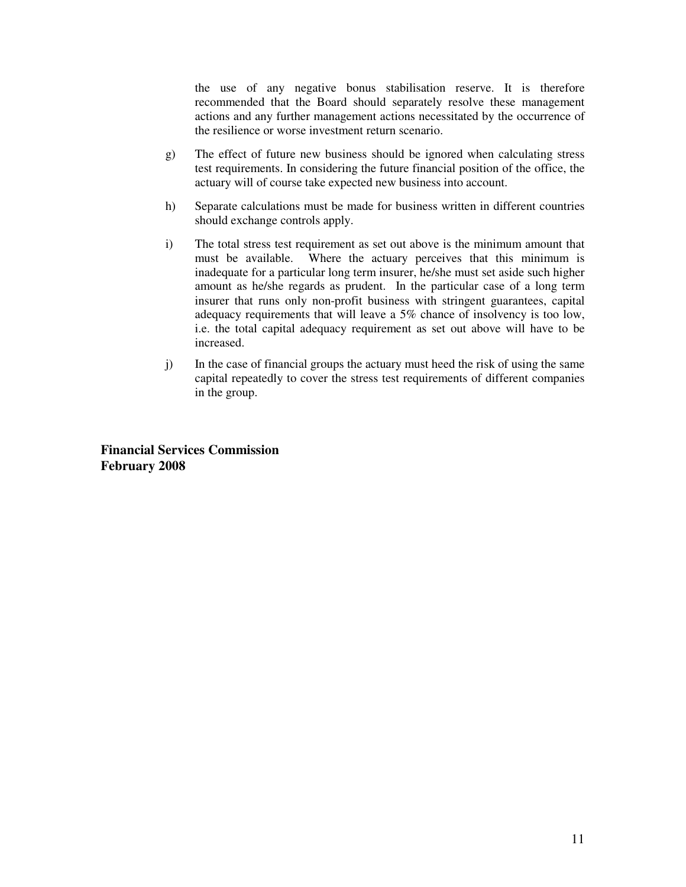the use of any negative bonus stabilisation reserve. It is therefore recommended that the Board should separately resolve these management actions and any further management actions necessitated by the occurrence of the resilience or worse investment return scenario.

g) The effect of future new business should be ignored when calculating stress test requirements. In considering the future financial position of the office, the actuary will of course take expected new business into account.

h) Separate calculations must be made for business written in different countries should exchange controls apply.

i) The total stress test requirement as set out above is the minimum amount that must be available. Where the actuary perceives that this minimum is inadequate for a particular long term insurer, he/she must set aside such higher amount as he/she regards as prudent. In the particular case of a long term insurer that runs only non-profit business with stringent guarantees, capital adequacy requirements that will leave a 5% chance of insolvency is too low, i.e. the total capital adequacy requirement as set out above will have to be increased.

j) In the case of financial groups the actuary must heed the risk of using the same capital repeatedly to cover the stress test requirements of different companies in the group.

**Financial Services Commission**
**February 2008**